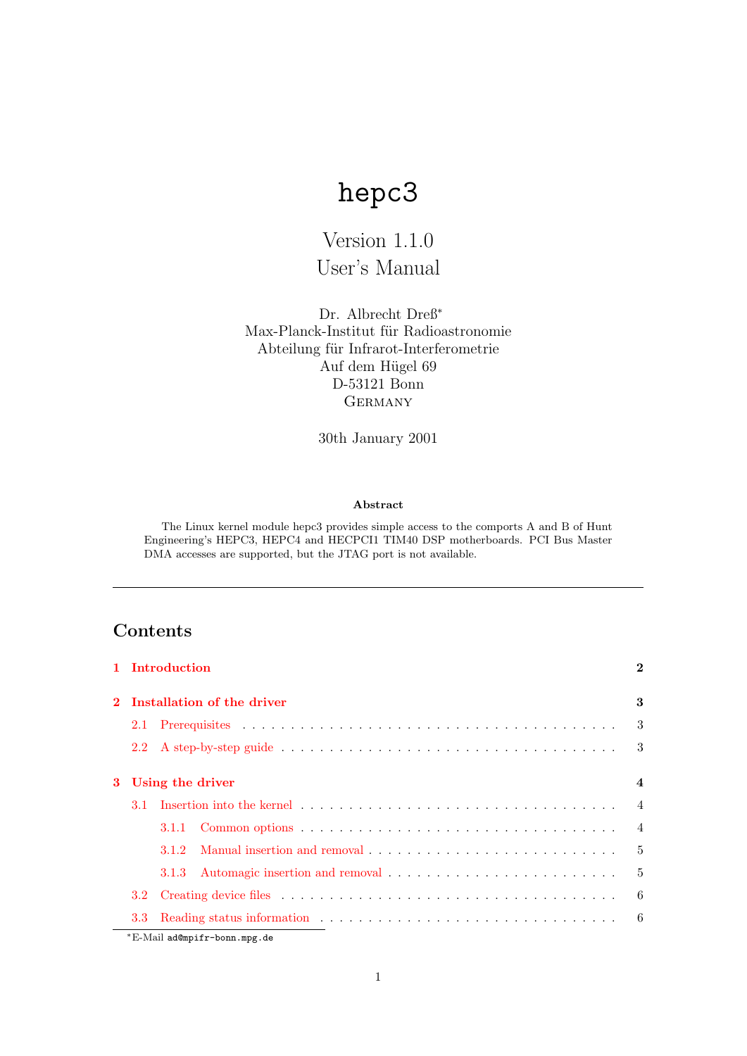# hepc3

Version 1.1.0
User's Manual

Dr. Albrecht Dreß[*]
Max-Planck-Institut für Radioastronomie
Abteilung für Infrarot-Interferometrie
Auf dem Hügel 69
D-53121 Bonn
Germany

30th January 2001

**Abstract**

The Linux kernel module hepc3 provides simple access to the comports A and B of Hunt Engineering's HEPC3, HEPC4 and HECPCI1 TIM40 DSP motherboards. PCI Bus Master DMA accesses are supported, but the JTAG port is not available.

---

## Contents

**1 Introduction** — 2

**2 Installation of the driver** — 3

- 2.1 Prerequisites — 3
- 2.2 A step-by-step guide — 3

**3 Using the driver** — 4

- 3.1 Insertion into the kernel — 4
  - 3.1.1 Common options — 4
  - 3.1.2 Manual insertion and removal — 5
  - 3.1.3 Automagic insertion and removal — 5
- 3.2 Creating device files — 6
- 3.3 Reading status information — 6

[*] E-Mail `ad@mpifr-bonn.mpg.de`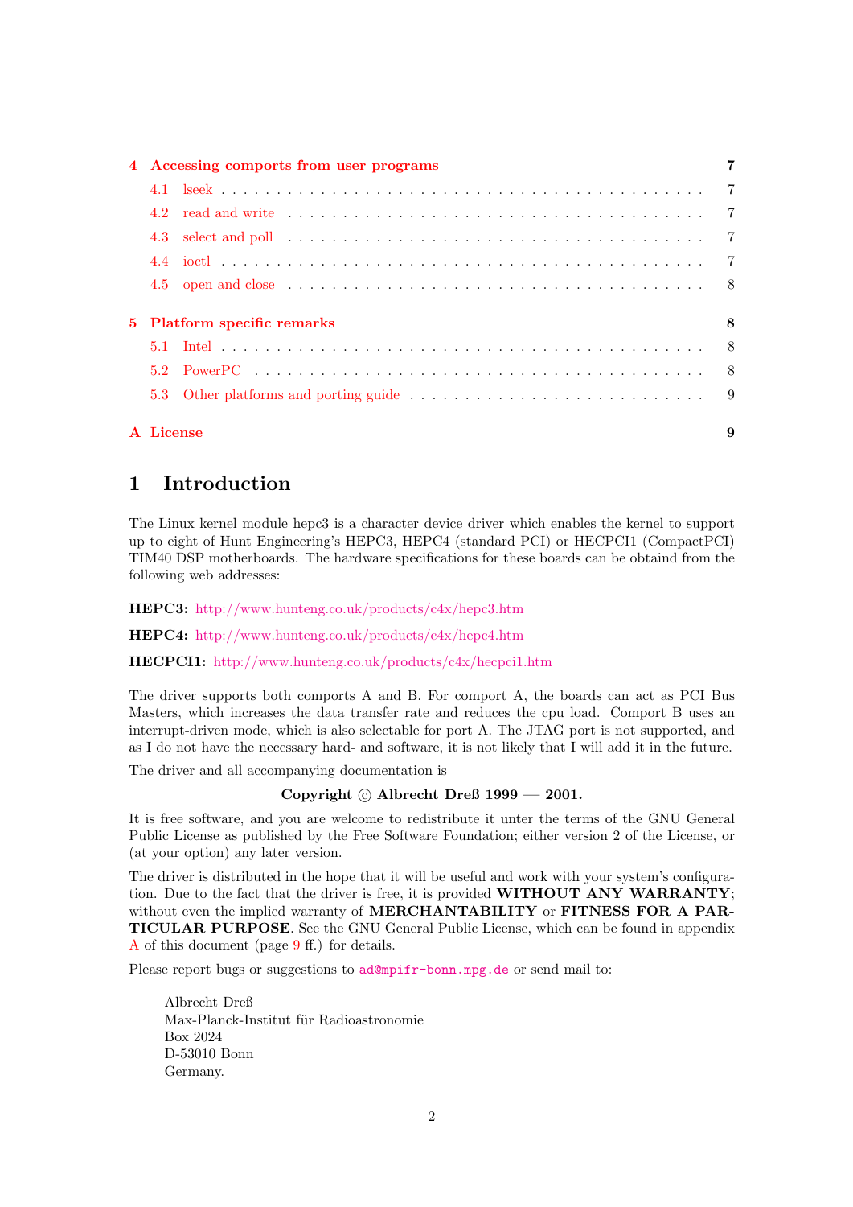| | | |
|---|---|---|
| **4** | **Accessing comports from user programs** | **7** |
| 4.1 | lseek | 7 |
| 4.2 | read and write | 7 |
| 4.3 | select and poll | 7 |
| 4.4 | ioctl | 7 |
| 4.5 | open and close | 8 |
| **5** | **Platform specific remarks** | **8** |
| 5.1 | Intel | 8 |
| 5.2 | PowerPC | 8 |
| 5.3 | Other platforms and porting guide | 9 |
| **A** | **License** | **9** |

# 1 Introduction

The Linux kernel module hepc3 is a character device driver which enables the kernel to support up to eight of Hunt Engineering's HEPC3, HEPC4 (standard PCI) or HECPCI1 (CompactPCI) TIM40 DSP motherboards. The hardware specifications for these boards can be obtaind from the following web addresses:

**HEPC3:** http://www.hunteng.co.uk/products/c4x/hepc3.htm

**HEPC4:** http://www.hunteng.co.uk/products/c4x/hepc4.htm

**HECPCI1:** http://www.hunteng.co.uk/products/c4x/hecpci1.htm

The driver supports both comports A and B. For comport A, the boards can act as PCI Bus Masters, which increases the data transfer rate and reduces the cpu load. Comport B uses an interrupt-driven mode, which is also selectable for port A. The JTAG port is not supported, and as I do not have the necessary hard- and software, it is not likely that I will add it in the future.

The driver and all accompanying documentation is

**Copyright © Albrecht Dreß 1999 — 2001.**

It is free software, and you are welcome to redistribute it unter the terms of the GNU General Public License as published by the Free Software Foundation; either version 2 of the License, or (at your option) any later version.

The driver is distributed in the hope that it will be useful and work with your system's configuration. Due to the fact that the driver is free, it is provided **WITHOUT ANY WARRANTY**; without even the implied warranty of **MERCHANTABILITY** or **FITNESS FOR A PARTICULAR PURPOSE**. See the GNU General Public License, which can be found in appendix A of this document (page 9 ff.) for details.

Please report bugs or suggestions to `ad@mpifr-bonn.mpg.de` or send mail to:

> Albrecht Dreß
> Max-Planck-Institut für Radioastronomie
> Box 2024
> D-53010 Bonn
> Germany.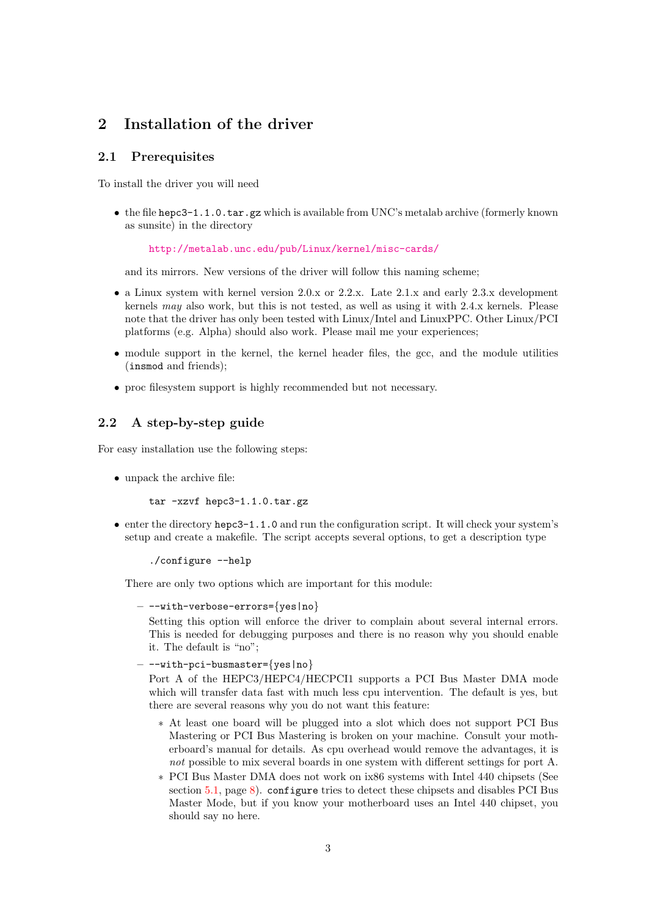# 2 Installation of the driver

## 2.1 Prerequisites

To install the driver you will need

- the file `hepc3-1.1.0.tar.gz` which is available from UNC's metalab archive (formerly known as sunsite) in the directory

  http://metalab.unc.edu/pub/Linux/kernel/misc-cards/

  and its mirrors. New versions of the driver will follow this naming scheme;
- a Linux system with kernel version 2.0.x or 2.2.x. Late 2.1.x and early 2.3.x development kernels *may* also work, but this is not tested, as well as using it with 2.4.x kernels. Please note that the driver has only been tested with Linux/Intel and LinuxPPC. Other Linux/PCI platforms (e.g. Alpha) should also work. Please mail me your experiences;
- module support in the kernel, the kernel header files, the gcc, and the module utilities (`insmod` and friends);
- proc filesystem support is highly recommended but not necessary.

## 2.2 A step-by-step guide

For easy installation use the following steps:

- unpack the archive file:

  ```
  tar -xzvf hepc3-1.1.0.tar.gz
  ```

- enter the directory `hepc3-1.1.0` and run the configuration script. It will check your system's setup and create a makefile. The script accepts several options, to get a description type

  ```
  ./configure --help
  ```

  There are only two options which are important for this module:

  - `--with-verbose-errors={yes|no}`
    Setting this option will enforce the driver to complain about several internal errors. This is needed for debugging purposes and there is no reason why you should enable it. The default is "no";
  - `--with-pci-busmaster={yes|no}`
    Port A of the HEPC3/HEPC4/HECPCI1 supports a PCI Bus Master DMA mode which will transfer data fast with much less cpu intervention. The default is yes, but there are several reasons why you do not want this feature:
    * At least one board will be plugged into a slot which does not support PCI Bus Mastering or PCI Bus Mastering is broken on your machine. Consult your motherboard's manual for details. As cpu overhead would remove the advantages, it is *not* possible to mix several boards in one system with different settings for port A.
    * PCI Bus Master DMA does not work on ix86 systems with Intel 440 chipsets (See section 5.1, page 8). `configure` tries to detect these chipsets and disables PCI Bus Master Mode, but if you know your motherboard uses an Intel 440 chipset, you should say no here.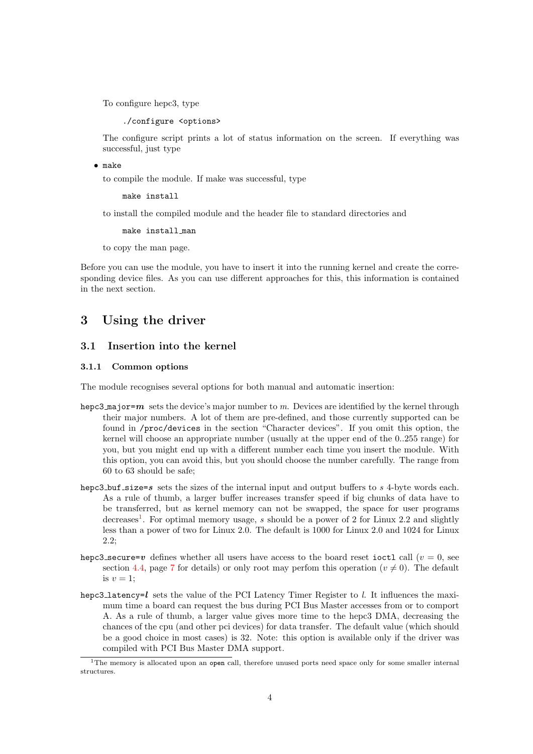To configure hepc3, type

```
./configure <options>
```

The configure script prints a lot of status information on the screen. If everything was successful, just type

- `make`

to compile the module. If make was successful, type

```
make install
```

to install the compiled module and the header file to standard directories and

```
make install_man
```

to copy the man page.

Before you can use the module, you have to insert it into the running kernel and create the corresponding device files. As you can use different approaches for this, this information is contained in the next section.

# 3 Using the driver

## 3.1 Insertion into the kernel

### 3.1.1 Common options

The module recognises several options for both manual and automatic insertion:

`hepc3_major=`***m*** sets the device's major number to $m$. Devices are identified by the kernel through their major numbers. A lot of them are pre-defined, and those currently supported can be found in `/proc/devices` in the section "Character devices". If you omit this option, the kernel will choose an appropriate number (usually at the upper end of the 0..255 range) for you, but you might end up with a different number each time you insert the module. With this option, you can avoid this, but you should choose the number carefully. The range from 60 to 63 should be safe;

`hepc3_buf_size=`***s*** sets the sizes of the internal input and output buffers to $s$ 4-byte words each. As a rule of thumb, a larger buffer increases transfer speed if big chunks of data have to be transferred, but as kernel memory can not be swapped, the space for user programs decreases[1]. For optimal memory usage, $s$ should be a power of 2 for Linux 2.2 and slightly less than a power of two for Linux 2.0. The default is 1000 for Linux 2.0 and 1024 for Linux 2.2;

`hepc3_secure=`***v*** defines whether all users have access to the board reset `ioctl` call ($v = 0$, see section 4.4, page 7 for details) or only root may perfom this operation ($v \neq 0$). The default is $v = 1$;

`hepc3_latency=`***l*** sets the value of the PCI Latency Timer Register to $l$. It influences the maximum time a board can request the bus during PCI Bus Master accesses from or to comport A. As a rule of thumb, a larger value gives more time to the hepc3 DMA, decreasing the chances of the cpu (and other pci devices) for data transfer. The default value (which should be a good choice in most cases) is 32. Note: this option is available only if the driver was compiled with PCI Bus Master DMA support.

[1] The memory is allocated upon an `open` call, therefore unused ports need space only for some smaller internal structures.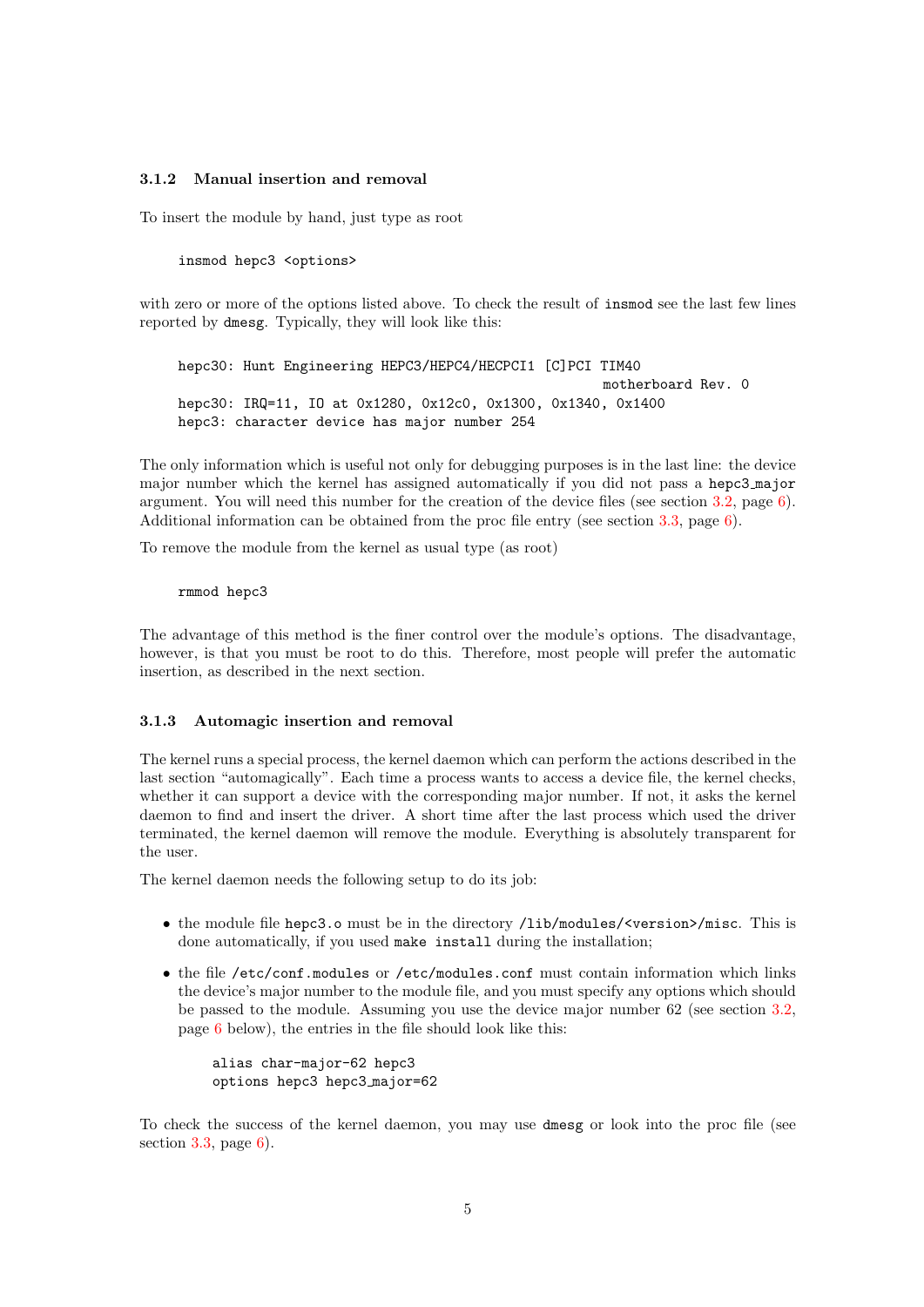### 3.1.2 Manual insertion and removal

To insert the module by hand, just type as root

```
insmod hepc3 <options>
```

with zero or more of the options listed above. To check the result of `insmod` see the last few lines reported by `dmesg`. Typically, they will look like this:

```
hepc30: Hunt Engineering HEPC3/HEPC4/HECPCI1 [C]PCI TIM40
                                                  motherboard Rev. 0
hepc30: IRQ=11, IO at 0x1280, 0x12c0, 0x1300, 0x1340, 0x1400
hepc3: character device has major number 254
```

The only information which is useful not only for debugging purposes is in the last line: the device major number which the kernel has assigned automatically if you did not pass a `hepc3_major` argument. You will need this number for the creation of the device files (see section 3.2, page 6). Additional information can be obtained from the proc file entry (see section 3.3, page 6).

To remove the module from the kernel as usual type (as root)

```
rmmod hepc3
```

The advantage of this method is the finer control over the module's options. The disadvantage, however, is that you must be root to do this. Therefore, most people will prefer the automatic insertion, as described in the next section.

### 3.1.3 Automagic insertion and removal

The kernel runs a special process, the kernel daemon which can perform the actions described in the last section "automagically". Each time a process wants to access a device file, the kernel checks, whether it can support a device with the corresponding major number. If not, it asks the kernel daemon to find and insert the driver. A short time after the last process which used the driver terminated, the kernel daemon will remove the module. Everything is absolutely transparent for the user.

The kernel daemon needs the following setup to do its job:

- the module file `hepc3.o` must be in the directory `/lib/modules/<version>/misc`. This is done automatically, if you used `make install` during the installation;
- the file `/etc/conf.modules` or `/etc/modules.conf` must contain information which links the device's major number to the module file, and you must specify any options which should be passed to the module. Assuming you use the device major number 62 (see section 3.2, page 6 below), the entries in the file should look like this:

  ```
  alias char-major-62 hepc3
  options hepc3 hepc3_major=62
  ```

To check the success of the kernel daemon, you may use `dmesg` or look into the proc file (see section 3.3, page 6).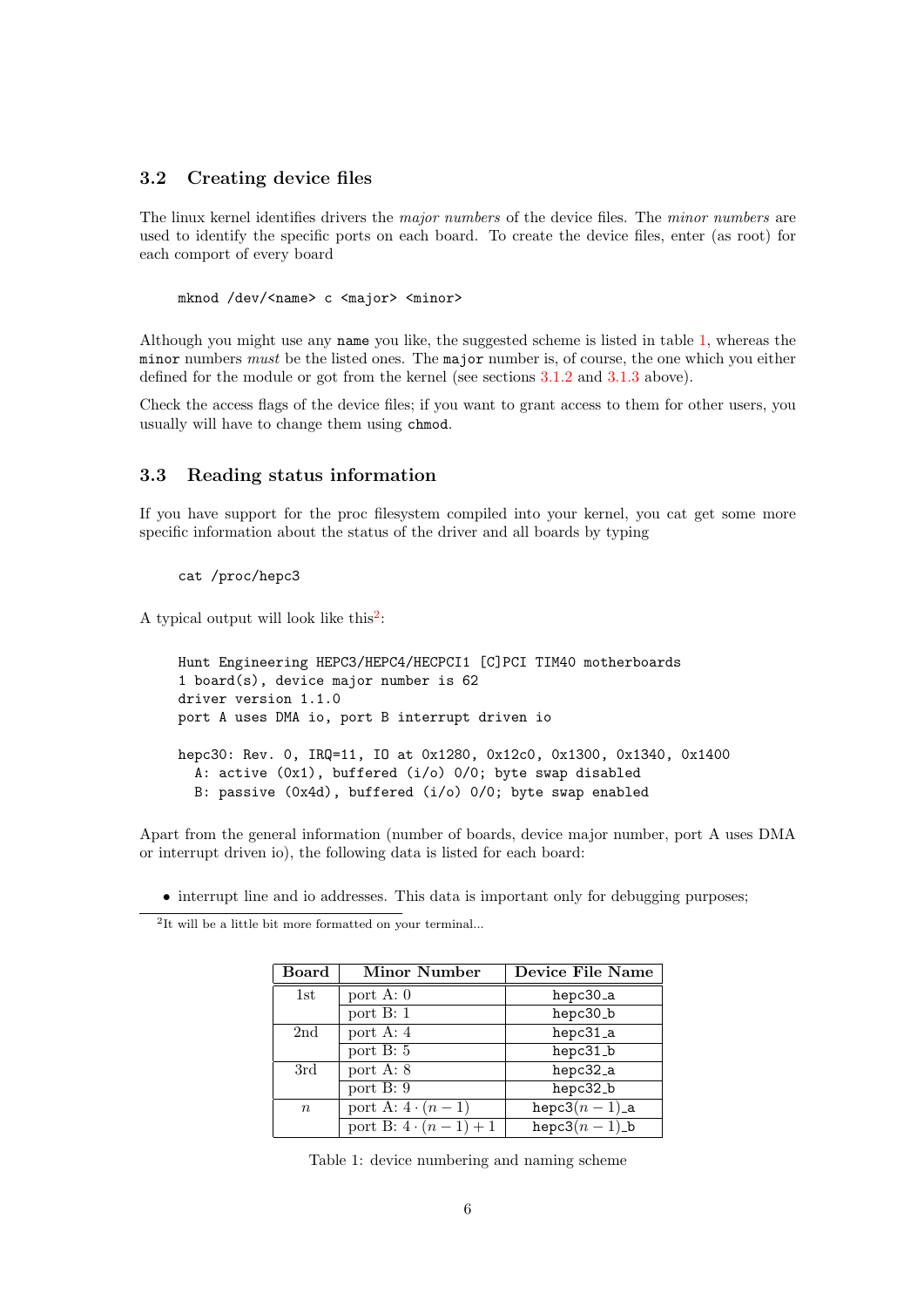## 3.2 Creating device files

The linux kernel identifies drivers the *major numbers* of the device files. The *minor numbers* are used to identify the specific ports on each board. To create the device files, enter (as root) for each comport of every board

```
mknod /dev/<name> c <major> <minor>
```

Although you might use any `name` you like, the suggested scheme is listed in table 1, whereas the `minor` numbers *must* be the listed ones. The `major` number is, of course, the one which you either defined for the module or got from the kernel (see sections 3.1.2 and 3.1.3 above).

Check the access flags of the device files; if you want to grant access to them for other users, you usually will have to change them using `chmod`.

## 3.3 Reading status information

If you have support for the proc filesystem compiled into your kernel, you cat get some more specific information about the status of the driver and all boards by typing

```
cat /proc/hepc3
```

A typical output will look like this[2]:

```
Hunt Engineering HEPC3/HEPC4/HECPCI1 [C]PCI TIM40 motherboards
1 board(s), device major number is 62
driver version 1.1.0
port A uses DMA io, port B interrupt driven io

hepc30: Rev. 0, IRQ=11, IO at 0x1280, 0x12c0, 0x1300, 0x1340, 0x1400
  A: active (0x1), buffered (i/o) 0/0; byte swap disabled
  B: passive (0x4d), buffered (i/o) 0/0; byte swap enabled
```

Apart from the general information (number of boards, device major number, port A uses DMA or interrupt driven io), the following data is listed for each board:

- interrupt line and io addresses. This data is important only for debugging purposes;

[2] It will be a little bit more formatted on your terminal...

| Board | Minor Number | Device File Name |
|---|---|---|
| 1st | port A: 0 | hepc30_a |
| | port B: 1 | hepc30_b |
| 2nd | port A: 4 | hepc31_a |
| | port B: 5 | hepc31_b |
| 3rd | port A: 8 | hepc32_a |
| | port B: 9 | hepc32_b |
| $n$ | port A: $4 \cdot (n-1)$ | hepc3$(n-1)$_a |
| | port B: $4 \cdot (n-1)+1$ | hepc3$(n-1)$_b |

Table 1: device numbering and naming scheme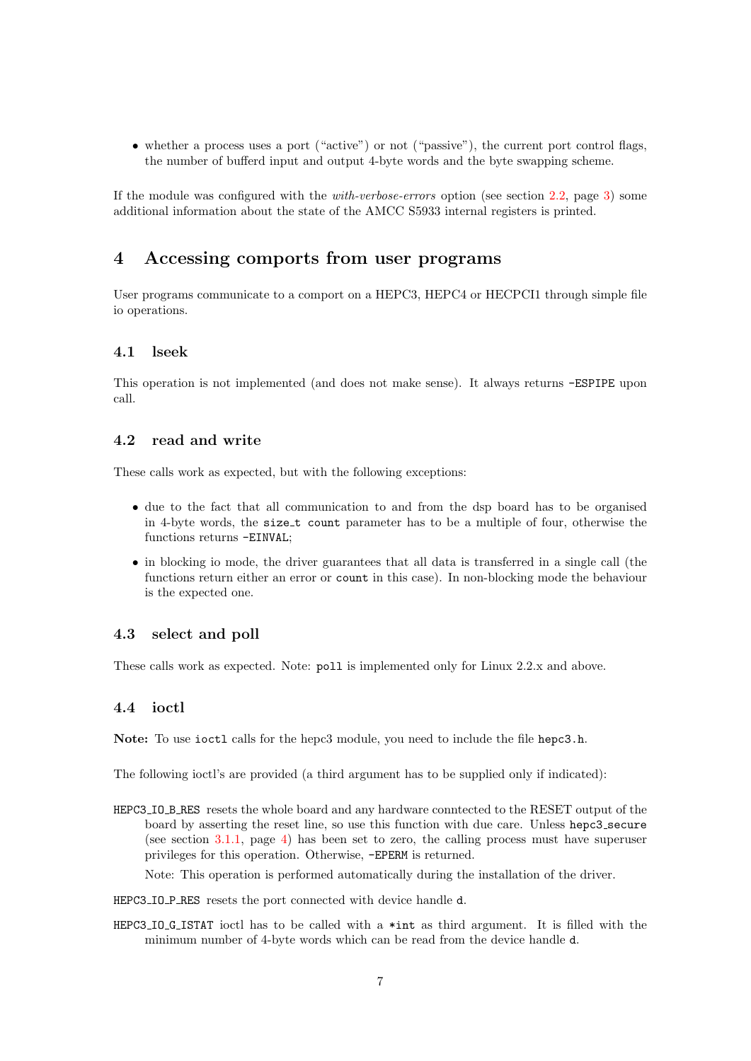- whether a process uses a port ("active") or not ("passive"), the current port control flags, the number of bufferd input and output 4-byte words and the byte swapping scheme.

If the module was configured with the *with-verbose-errors* option (see section 2.2, page 3) some additional information about the state of the AMCC S5933 internal registers is printed.

# 4 Accessing comports from user programs

User programs communicate to a comport on a HEPC3, HEPC4 or HECPCI1 through simple file io operations.

## 4.1 lseek

This operation is not implemented (and does not make sense). It always returns `-ESPIPE` upon call.

## 4.2 read and write

These calls work as expected, but with the following exceptions:

- due to the fact that all communication to and from the dsp board has to be organised in 4-byte words, the `size_t count` parameter has to be a multiple of four, otherwise the functions returns `-EINVAL`;
- in blocking io mode, the driver guarantees that all data is transferred in a single call (the functions return either an error or `count` in this case). In non-blocking mode the behaviour is the expected one.

## 4.3 select and poll

These calls work as expected. Note: `poll` is implemented only for Linux 2.2.x and above.

## 4.4 ioctl

**Note:** To use `ioctl` calls for the hepc3 module, you need to include the file `hepc3.h`.

The following ioctl's are provided (a third argument has to be supplied only if indicated):

`HEPC3_IO_B_RES` resets the whole board and any hardware conntected to the RESET output of the board by asserting the reset line, so use this function with due care. Unless `hepc3_secure` (see section 3.1.1, page 4) has been set to zero, the calling process must have superuser privileges for this operation. Otherwise, `-EPERM` is returned.

Note: This operation is performed automatically during the installation of the driver.

`HEPC3_IO_P_RES` resets the port connected with device handle `d`.

`HEPC3_IO_G_ISTAT` ioctl has to be called with a `*int` as third argument. It is filled with the minimum number of 4-byte words which can be read from the device handle `d`.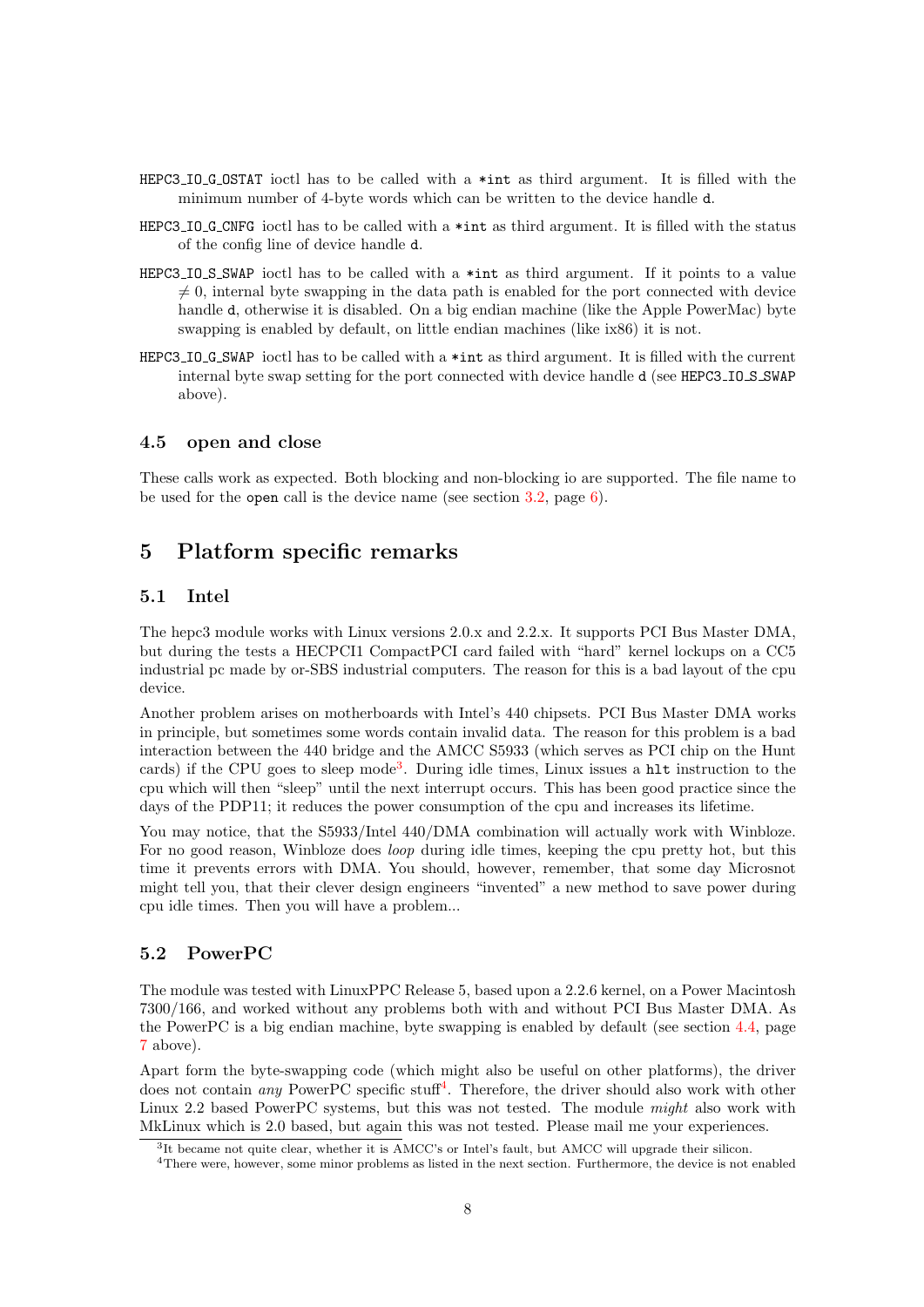**HEPC3_IO_G_OSTAT** ioctl has to be called with a `*int` as third argument. It is filled with the minimum number of 4-byte words which can be written to the device handle `d`.

**HEPC3_IO_G_CNFG** ioctl has to be called with a `*int` as third argument. It is filled with the status of the config line of device handle `d`.

**HEPC3_IO_S_SWAP** ioctl has to be called with a `*int` as third argument. If it points to a value $\neq 0$, internal byte swapping in the data path is enabled for the port connected with device handle `d`, otherwise it is disabled. On a big endian machine (like the Apple PowerMac) byte swapping is enabled by default, on little endian machines (like ix86) it is not.

**HEPC3_IO_G_SWAP** ioctl has to be called with a `*int` as third argument. It is filled with the current internal byte swap setting for the port connected with device handle `d` (see `HEPC3_IO_S_SWAP` above).

### 4.5 open and close

These calls work as expected. Both blocking and non-blocking io are supported. The file name to be used for the `open` call is the device name (see section 3.2, page 6).

## 5 Platform specific remarks

### 5.1 Intel

The hepc3 module works with Linux versions 2.0.x and 2.2.x. It supports PCI Bus Master DMA, but during the tests a HECPCI1 CompactPCI card failed with "hard" kernel lockups on a CC5 industrial pc made by or-SBS industrial computers. The reason for this is a bad layout of the cpu device.

Another problem arises on motherboards with Intel's 440 chipsets. PCI Bus Master DMA works in principle, but sometimes some words contain invalid data. The reason for this problem is a bad interaction between the 440 bridge and the AMCC S5933 (which serves as PCI chip on the Hunt cards) if the CPU goes to sleep mode[3]. During idle times, Linux issues a `hlt` instruction to the cpu which will then "sleep" until the next interrupt occurs. This has been good practice since the days of the PDP11; it reduces the power consumption of the cpu and increases its lifetime.

You may notice, that the S5933/Intel 440/DMA combination will actually work with Winbloze. For no good reason, Winbloze does *loop* during idle times, keeping the cpu pretty hot, but this time it prevents errors with DMA. You should, however, remember, that some day Microsnot might tell you, that their clever design engineers "invented" a new method to save power during cpu idle times. Then you will have a problem...

### 5.2 PowerPC

The module was tested with LinuxPPC Release 5, based upon a 2.2.6 kernel, on a Power Macintosh 7300/166, and worked without any problems both with and without PCI Bus Master DMA. As the PowerPC is a big endian machine, byte swapping is enabled by default (see section 4.4, page 7 above).

Apart form the byte-swapping code (which might also be useful on other platforms), the driver does not contain *any* PowerPC specific stuff[4]. Therefore, the driver should also work with other Linux 2.2 based PowerPC systems, but this was not tested. The module *might* also work with MkLinux which is 2.0 based, but again this was not tested. Please mail me your experiences.

[3] It became not quite clear, whether it is AMCC's or Intel's fault, but AMCC will upgrade their silicon.

[4] There were, however, some minor problems as listed in the next section. Furthermore, the device is not enabled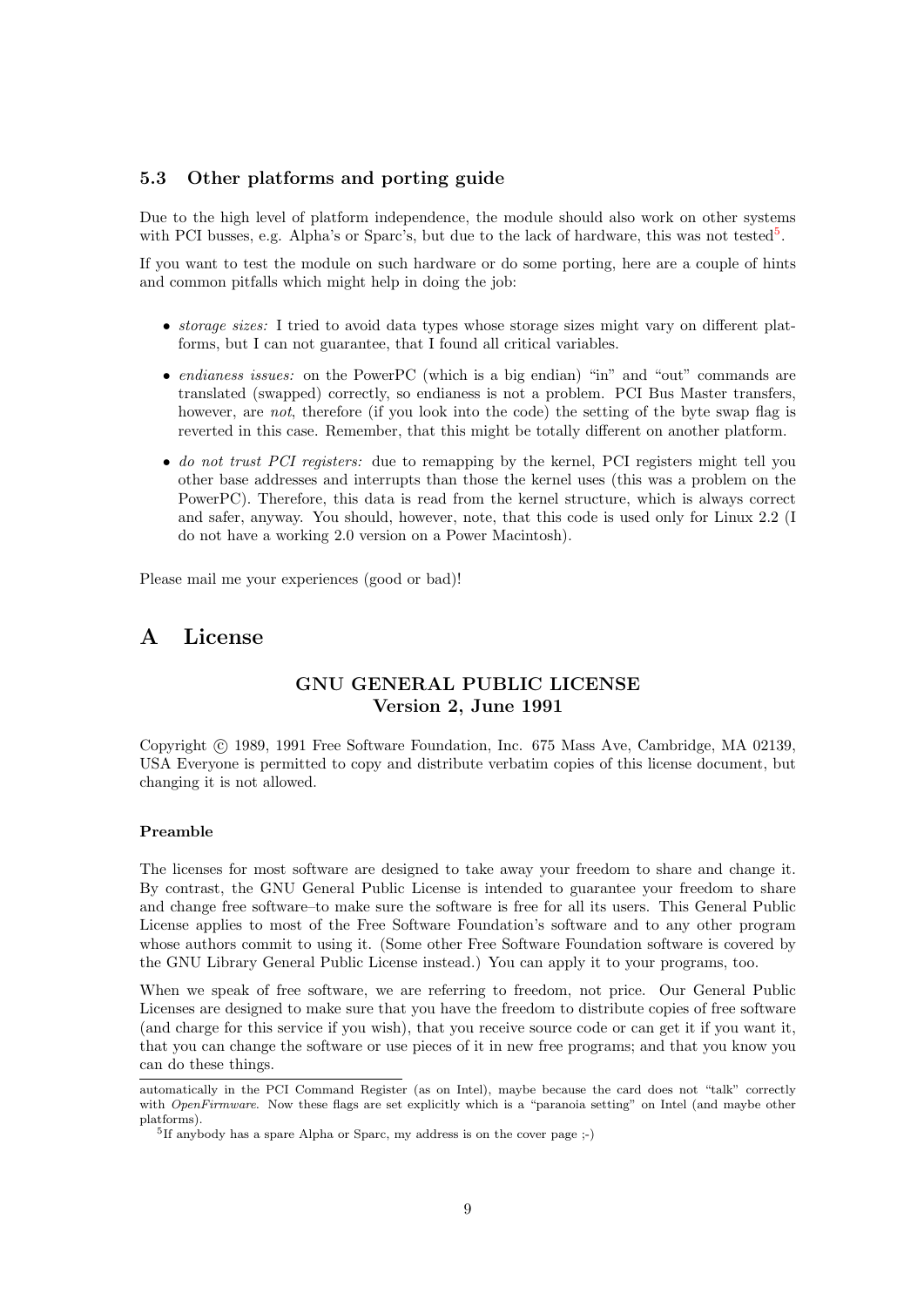### 5.3 Other platforms and porting guide

Due to the high level of platform independence, the module should also work on other systems with PCI busses, e.g. Alpha's or Sparc's, but due to the lack of hardware, this was not tested[5].

If you want to test the module on such hardware or do some porting, here are a couple of hints and common pitfalls which might help in doing the job:

- *storage sizes:* I tried to avoid data types whose storage sizes might vary on different platforms, but I can not guarantee, that I found all critical variables.
- *endianess issues:* on the PowerPC (which is a big endian) "in" and "out" commands are translated (swapped) correctly, so endianess is not a problem. PCI Bus Master transfers, however, are *not*, therefore (if you look into the code) the setting of the byte swap flag is reverted in this case. Remember, that this might be totally different on another platform.
- *do not trust PCI registers:* due to remapping by the kernel, PCI registers might tell you other base addresses and interrupts than those the kernel uses (this was a problem on the PowerPC). Therefore, this data is read from the kernel structure, which is always correct and safer, anyway. You should, however, note, that this code is used only for Linux 2.2 (I do not have a working 2.0 version on a Power Macintosh).

Please mail me your experiences (good or bad)!

# A License

**GNU GENERAL PUBLIC LICENSE**
**Version 2, June 1991**

Copyright © 1989, 1991 Free Software Foundation, Inc. 675 Mass Ave, Cambridge, MA 02139, USA Everyone is permitted to copy and distribute verbatim copies of this license document, but changing it is not allowed.

#### Preamble

The licenses for most software are designed to take away your freedom to share and change it. By contrast, the GNU General Public License is intended to guarantee your freedom to share and change free software–to make sure the software is free for all its users. This General Public License applies to most of the Free Software Foundation's software and to any other program whose authors commit to using it. (Some other Free Software Foundation software is covered by the GNU Library General Public License instead.) You can apply it to your programs, too.

When we speak of free software, we are referring to freedom, not price. Our General Public Licenses are designed to make sure that you have the freedom to distribute copies of free software (and charge for this service if you wish), that you receive source code or can get it if you want it, that you can change the software or use pieces of it in new free programs; and that you know you can do these things.

---

automatically in the PCI Command Register (as on Intel), maybe because the card does not "talk" correctly with *OpenFirmware*. Now these flags are set explicitly which is a "paranoia setting" on Intel (and maybe other platforms).

[5]If anybody has a spare Alpha or Sparc, my address is on the cover page ;-)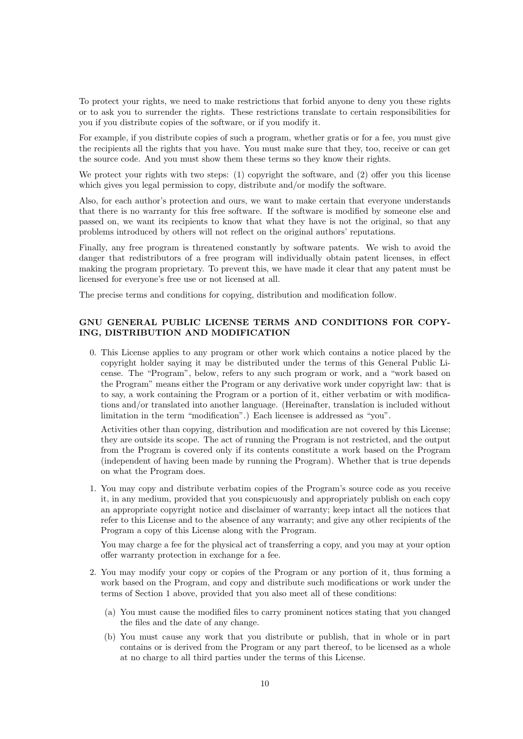To protect your rights, we need to make restrictions that forbid anyone to deny you these rights or to ask you to surrender the rights. These restrictions translate to certain responsibilities for you if you distribute copies of the software, or if you modify it.

For example, if you distribute copies of such a program, whether gratis or for a fee, you must give the recipients all the rights that you have. You must make sure that they, too, receive or can get the source code. And you must show them these terms so they know their rights.

We protect your rights with two steps: (1) copyright the software, and (2) offer you this license which gives you legal permission to copy, distribute and/or modify the software.

Also, for each author's protection and ours, we want to make certain that everyone understands that there is no warranty for this free software. If the software is modified by someone else and passed on, we want its recipients to know that what they have is not the original, so that any problems introduced by others will not reflect on the original authors' reputations.

Finally, any free program is threatened constantly by software patents. We wish to avoid the danger that redistributors of a free program will individually obtain patent licenses, in effect making the program proprietary. To prevent this, we have made it clear that any patent must be licensed for everyone's free use or not licensed at all.

The precise terms and conditions for copying, distribution and modification follow.

**GNU GENERAL PUBLIC LICENSE TERMS AND CONDITIONS FOR COPYING, DISTRIBUTION AND MODIFICATION**

0. This License applies to any program or other work which contains a notice placed by the copyright holder saying it may be distributed under the terms of this General Public License. The "Program", below, refers to any such program or work, and a "work based on the Program" means either the Program or any derivative work under copyright law: that is to say, a work containing the Program or a portion of it, either verbatim or with modifications and/or translated into another language. (Hereinafter, translation is included without limitation in the term "modification".) Each licensee is addressed as "you".

   Activities other than copying, distribution and modification are not covered by this License; they are outside its scope. The act of running the Program is not restricted, and the output from the Program is covered only if its contents constitute a work based on the Program (independent of having been made by running the Program). Whether that is true depends on what the Program does.

1. You may copy and distribute verbatim copies of the Program's source code as you receive it, in any medium, provided that you conspicuously and appropriately publish on each copy an appropriate copyright notice and disclaimer of warranty; keep intact all the notices that refer to this License and to the absence of any warranty; and give any other recipients of the Program a copy of this License along with the Program.

   You may charge a fee for the physical act of transferring a copy, and you may at your option offer warranty protection in exchange for a fee.

2. You may modify your copy or copies of the Program or any portion of it, thus forming a work based on the Program, and copy and distribute such modifications or work under the terms of Section 1 above, provided that you also meet all of these conditions:

   (a) You must cause the modified files to carry prominent notices stating that you changed the files and the date of any change.

   (b) You must cause any work that you distribute or publish, that in whole or in part contains or is derived from the Program or any part thereof, to be licensed as a whole at no charge to all third parties under the terms of this License.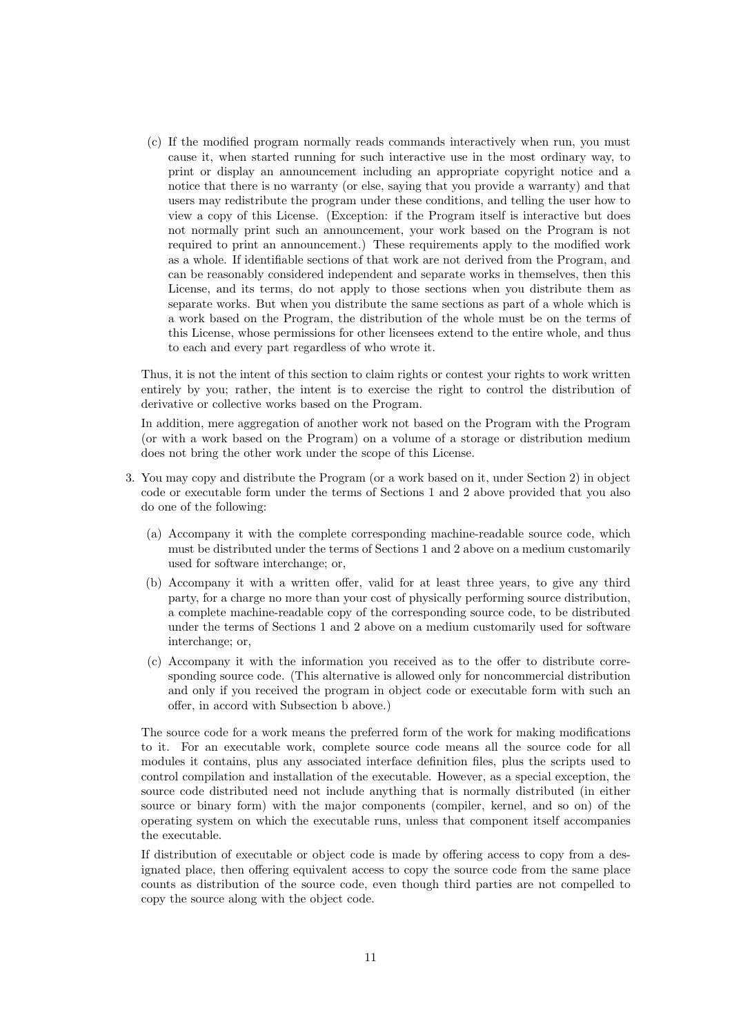(c) If the modified program normally reads commands interactively when run, you must cause it, when started running for such interactive use in the most ordinary way, to print or display an announcement including an appropriate copyright notice and a notice that there is no warranty (or else, saying that you provide a warranty) and that users may redistribute the program under these conditions, and telling the user how to view a copy of this License. (Exception: if the Program itself is interactive but does not normally print such an announcement, your work based on the Program is not required to print an announcement.) These requirements apply to the modified work as a whole. If identifiable sections of that work are not derived from the Program, and can be reasonably considered independent and separate works in themselves, then this License, and its terms, do not apply to those sections when you distribute them as separate works. But when you distribute the same sections as part of a whole which is a work based on the Program, the distribution of the whole must be on the terms of this License, whose permissions for other licensees extend to the entire whole, and thus to each and every part regardless of who wrote it.

   Thus, it is not the intent of this section to claim rights or contest your rights to work written entirely by you; rather, the intent is to exercise the right to control the distribution of derivative or collective works based on the Program.

   In addition, mere aggregation of another work not based on the Program with the Program (or with a work based on the Program) on a volume of a storage or distribution medium does not bring the other work under the scope of this License.

3. You may copy and distribute the Program (or a work based on it, under Section 2) in object code or executable form under the terms of Sections 1 and 2 above provided that you also do one of the following:

   (a) Accompany it with the complete corresponding machine-readable source code, which must be distributed under the terms of Sections 1 and 2 above on a medium customarily used for software interchange; or,

   (b) Accompany it with a written offer, valid for at least three years, to give any third party, for a charge no more than your cost of physically performing source distribution, a complete machine-readable copy of the corresponding source code, to be distributed under the terms of Sections 1 and 2 above on a medium customarily used for software interchange; or,

   (c) Accompany it with the information you received as to the offer to distribute corresponding source code. (This alternative is allowed only for noncommercial distribution and only if you received the program in object code or executable form with such an offer, in accord with Subsection b above.)

   The source code for a work means the preferred form of the work for making modifications to it. For an executable work, complete source code means all the source code for all modules it contains, plus any associated interface definition files, plus the scripts used to control compilation and installation of the executable. However, as a special exception, the source code distributed need not include anything that is normally distributed (in either source or binary form) with the major components (compiler, kernel, and so on) of the operating system on which the executable runs, unless that component itself accompanies the executable.

   If distribution of executable or object code is made by offering access to copy from a designated place, then offering equivalent access to copy the source code from the same place counts as distribution of the source code, even though third parties are not compelled to copy the source along with the object code.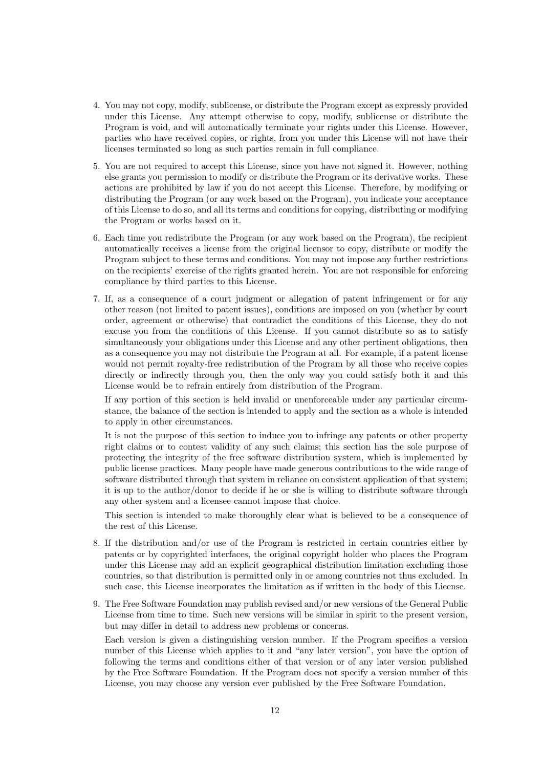4. You may not copy, modify, sublicense, or distribute the Program except as expressly provided under this License. Any attempt otherwise to copy, modify, sublicense or distribute the Program is void, and will automatically terminate your rights under this License. However, parties who have received copies, or rights, from you under this License will not have their licenses terminated so long as such parties remain in full compliance.

5. You are not required to accept this License, since you have not signed it. However, nothing else grants you permission to modify or distribute the Program or its derivative works. These actions are prohibited by law if you do not accept this License. Therefore, by modifying or distributing the Program (or any work based on the Program), you indicate your acceptance of this License to do so, and all its terms and conditions for copying, distributing or modifying the Program or works based on it.

6. Each time you redistribute the Program (or any work based on the Program), the recipient automatically receives a license from the original licensor to copy, distribute or modify the Program subject to these terms and conditions. You may not impose any further restrictions on the recipients' exercise of the rights granted herein. You are not responsible for enforcing compliance by third parties to this License.

7. If, as a consequence of a court judgment or allegation of patent infringement or for any other reason (not limited to patent issues), conditions are imposed on you (whether by court order, agreement or otherwise) that contradict the conditions of this License, they do not excuse you from the conditions of this License. If you cannot distribute so as to satisfy simultaneously your obligations under this License and any other pertinent obligations, then as a consequence you may not distribute the Program at all. For example, if a patent license would not permit royalty-free redistribution of the Program by all those who receive copies directly or indirectly through you, then the only way you could satisfy both it and this License would be to refrain entirely from distribution of the Program.

   If any portion of this section is held invalid or unenforceable under any particular circumstance, the balance of the section is intended to apply and the section as a whole is intended to apply in other circumstances.

   It is not the purpose of this section to induce you to infringe any patents or other property right claims or to contest validity of any such claims; this section has the sole purpose of protecting the integrity of the free software distribution system, which is implemented by public license practices. Many people have made generous contributions to the wide range of software distributed through that system in reliance on consistent application of that system; it is up to the author/donor to decide if he or she is willing to distribute software through any other system and a licensee cannot impose that choice.

   This section is intended to make thoroughly clear what is believed to be a consequence of the rest of this License.

8. If the distribution and/or use of the Program is restricted in certain countries either by patents or by copyrighted interfaces, the original copyright holder who places the Program under this License may add an explicit geographical distribution limitation excluding those countries, so that distribution is permitted only in or among countries not thus excluded. In such case, this License incorporates the limitation as if written in the body of this License.

9. The Free Software Foundation may publish revised and/or new versions of the General Public License from time to time. Such new versions will be similar in spirit to the present version, but may differ in detail to address new problems or concerns.

   Each version is given a distinguishing version number. If the Program specifies a version number of this License which applies to it and "any later version", you have the option of following the terms and conditions either of that version or of any later version published by the Free Software Foundation. If the Program does not specify a version number of this License, you may choose any version ever published by the Free Software Foundation.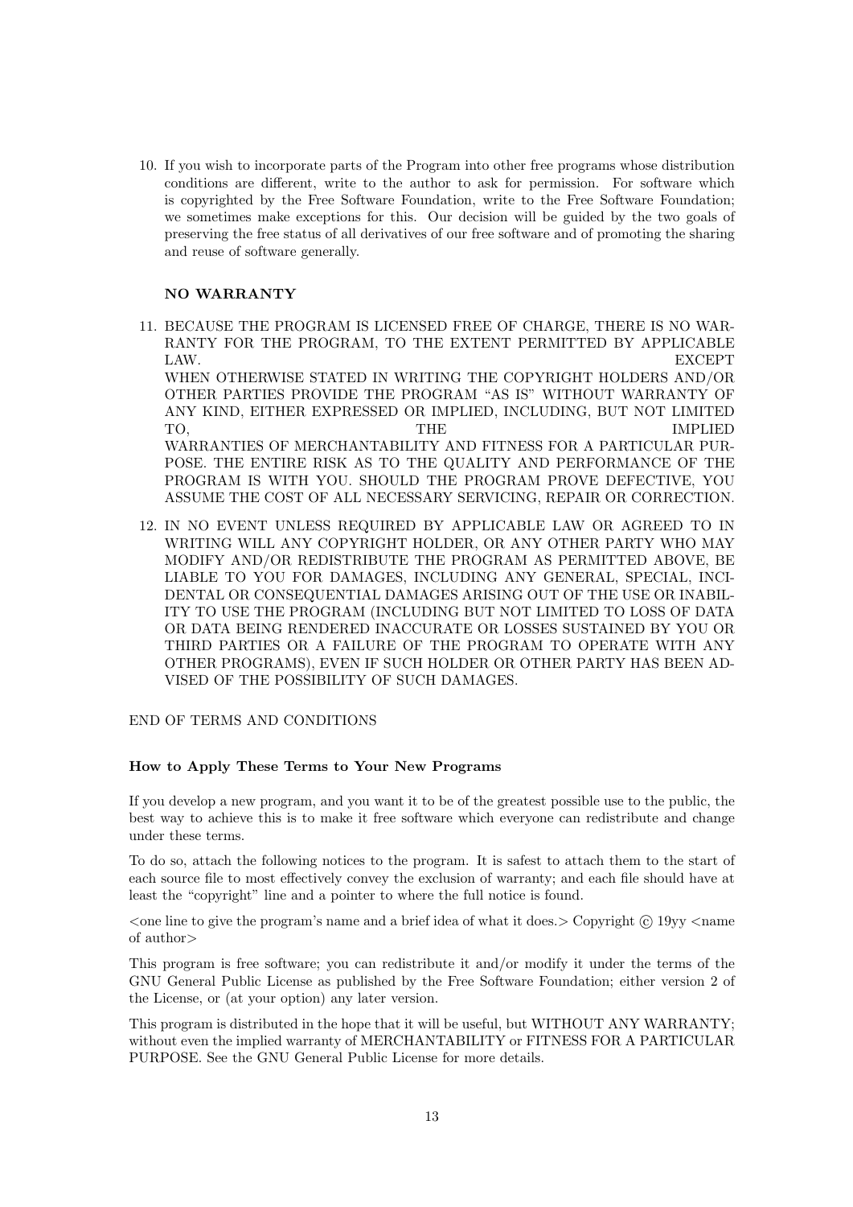10. If you wish to incorporate parts of the Program into other free programs whose distribution conditions are different, write to the author to ask for permission. For software which is copyrighted by the Free Software Foundation, write to the Free Software Foundation; we sometimes make exceptions for this. Our decision will be guided by the two goals of preserving the free status of all derivatives of our free software and of promoting the sharing and reuse of software generally.

**NO WARRANTY**

11. BECAUSE THE PROGRAM IS LICENSED FREE OF CHARGE, THERE IS NO WARRANTY FOR THE PROGRAM, TO THE EXTENT PERMITTED BY APPLICABLE LAW. EXCEPT WHEN OTHERWISE STATED IN WRITING THE COPYRIGHT HOLDERS AND/OR OTHER PARTIES PROVIDE THE PROGRAM "AS IS" WITHOUT WARRANTY OF ANY KIND, EITHER EXPRESSED OR IMPLIED, INCLUDING, BUT NOT LIMITED TO, THE IMPLIED WARRANTIES OF MERCHANTABILITY AND FITNESS FOR A PARTICULAR PURPOSE. THE ENTIRE RISK AS TO THE QUALITY AND PERFORMANCE OF THE PROGRAM IS WITH YOU. SHOULD THE PROGRAM PROVE DEFECTIVE, YOU ASSUME THE COST OF ALL NECESSARY SERVICING, REPAIR OR CORRECTION.

12. IN NO EVENT UNLESS REQUIRED BY APPLICABLE LAW OR AGREED TO IN WRITING WILL ANY COPYRIGHT HOLDER, OR ANY OTHER PARTY WHO MAY MODIFY AND/OR REDISTRIBUTE THE PROGRAM AS PERMITTED ABOVE, BE LIABLE TO YOU FOR DAMAGES, INCLUDING ANY GENERAL, SPECIAL, INCIDENTAL OR CONSEQUENTIAL DAMAGES ARISING OUT OF THE USE OR INABILITY TO USE THE PROGRAM (INCLUDING BUT NOT LIMITED TO LOSS OF DATA OR DATA BEING RENDERED INACCURATE OR LOSSES SUSTAINED BY YOU OR THIRD PARTIES OR A FAILURE OF THE PROGRAM TO OPERATE WITH ANY OTHER PROGRAMS), EVEN IF SUCH HOLDER OR OTHER PARTY HAS BEEN ADVISED OF THE POSSIBILITY OF SUCH DAMAGES.

END OF TERMS AND CONDITIONS

### How to Apply These Terms to Your New Programs

If you develop a new program, and you want it to be of the greatest possible use to the public, the best way to achieve this is to make it free software which everyone can redistribute and change under these terms.

To do so, attach the following notices to the program. It is safest to attach them to the start of each source file to most effectively convey the exclusion of warranty; and each file should have at least the "copyright" line and a pointer to where the full notice is found.

<one line to give the program's name and a brief idea of what it does.> Copyright © 19yy <name of author>

This program is free software; you can redistribute it and/or modify it under the terms of the GNU General Public License as published by the Free Software Foundation; either version 2 of the License, or (at your option) any later version.

This program is distributed in the hope that it will be useful, but WITHOUT ANY WARRANTY; without even the implied warranty of MERCHANTABILITY or FITNESS FOR A PARTICULAR PURPOSE. See the GNU General Public License for more details.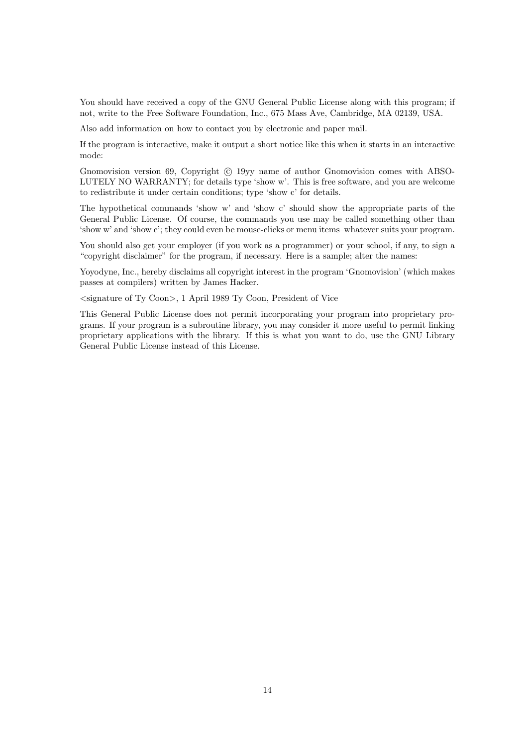You should have received a copy of the GNU General Public License along with this program; if not, write to the Free Software Foundation, Inc., 675 Mass Ave, Cambridge, MA 02139, USA.

Also add information on how to contact you by electronic and paper mail.

If the program is interactive, make it output a short notice like this when it starts in an interactive mode:

Gnomovision version 69, Copyright © 19yy name of author Gnomovision comes with ABSOLUTELY NO WARRANTY; for details type 'show w'. This is free software, and you are welcome to redistribute it under certain conditions; type 'show c' for details.

The hypothetical commands 'show w' and 'show c' should show the appropriate parts of the General Public License. Of course, the commands you use may be called something other than 'show w' and 'show c'; they could even be mouse-clicks or menu items–whatever suits your program.

You should also get your employer (if you work as a programmer) or your school, if any, to sign a "copyright disclaimer" for the program, if necessary. Here is a sample; alter the names:

Yoyodyne, Inc., hereby disclaims all copyright interest in the program 'Gnomovision' (which makes passes at compilers) written by James Hacker.

<signature of Ty Coon>, 1 April 1989 Ty Coon, President of Vice

This General Public License does not permit incorporating your program into proprietary programs. If your program is a subroutine library, you may consider it more useful to permit linking proprietary applications with the library. If this is what you want to do, use the GNU Library General Public License instead of this License.